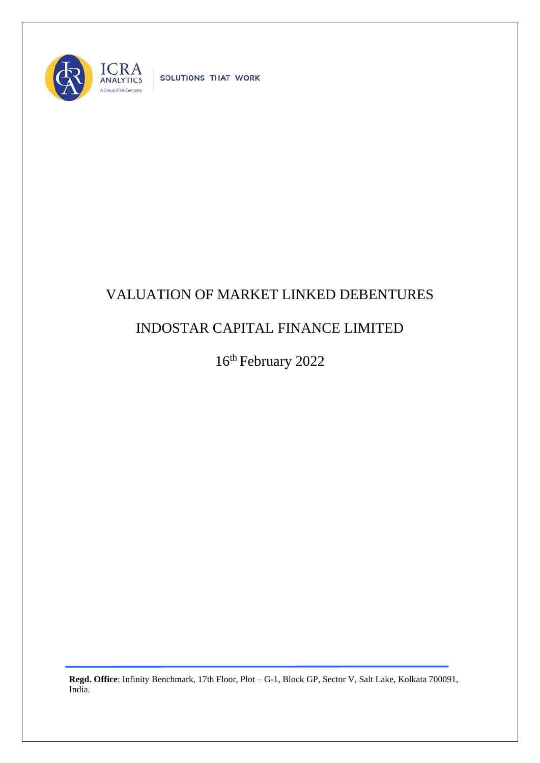ICRA ANALYTICS

A Group ICRA Company

SOLUTIONS THAT WORK

# VALUATION OF MARKET LINKED DEBENTURES

# INDOSTAR CAPITAL FINANCE LIMITED

16th February 2022

**Regd. Office**: Infinity Benchmark, 17th Floor, Plot – G-1, Block GP, Sector V, Salt Lake, Kolkata 700091, India.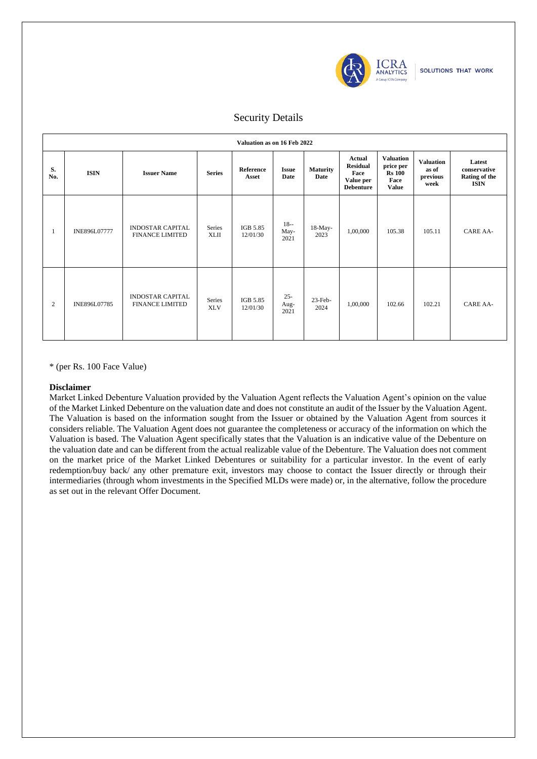# Security Details

| Valuation as on 16 Feb 2022 | | | | | | | | | | |
|---|---|---|---|---|---|---|---|---|---|---|
| **S. No.** | **ISIN** | **Issuer Name** | **Series** | **Reference Asset** | **Issue Date** | **Maturity Date** | **Actual Residual Face Value per Debenture** | **Valuation price per Rs 100 Face Value** | **Valuation as of previous week** | **Latest conservative Rating of the ISIN** |
| 1 | INE896L07777 | INDOSTAR CAPITAL FINANCE LIMITED | Series XLII | IGB 5.85 12/01/30 | 18--May-2021 | 18-May-2023 | 1,00,000 | 105.38 | 105.11 | CARE AA- |
| 2 | INE896L07785 | INDOSTAR CAPITAL FINANCE LIMITED | Series XLV | IGB 5.85 12/01/30 | 25-Aug-2021 | 23-Feb-2024 | 1,00,000 | 102.66 | 102.21 | CARE AA- |

* (per Rs. 100 Face Value)

**Disclaimer**

Market Linked Debenture Valuation provided by the Valuation Agent reflects the Valuation Agent's opinion on the value of the Market Linked Debenture on the valuation date and does not constitute an audit of the Issuer by the Valuation Agent. The Valuation is based on the information sought from the Issuer or obtained by the Valuation Agent from sources it considers reliable. The Valuation Agent does not guarantee the completeness or accuracy of the information on which the Valuation is based. The Valuation Agent specifically states that the Valuation is an indicative value of the Debenture on the valuation date and can be different from the actual realizable value of the Debenture. The Valuation does not comment on the market price of the Market Linked Debentures or suitability for a particular investor. In the event of early redemption/buy back/ any other premature exit, investors may choose to contact the Issuer directly or through their intermediaries (through whom investments in the Specified MLDs were made) or, in the alternative, follow the procedure as set out in the relevant Offer Document.